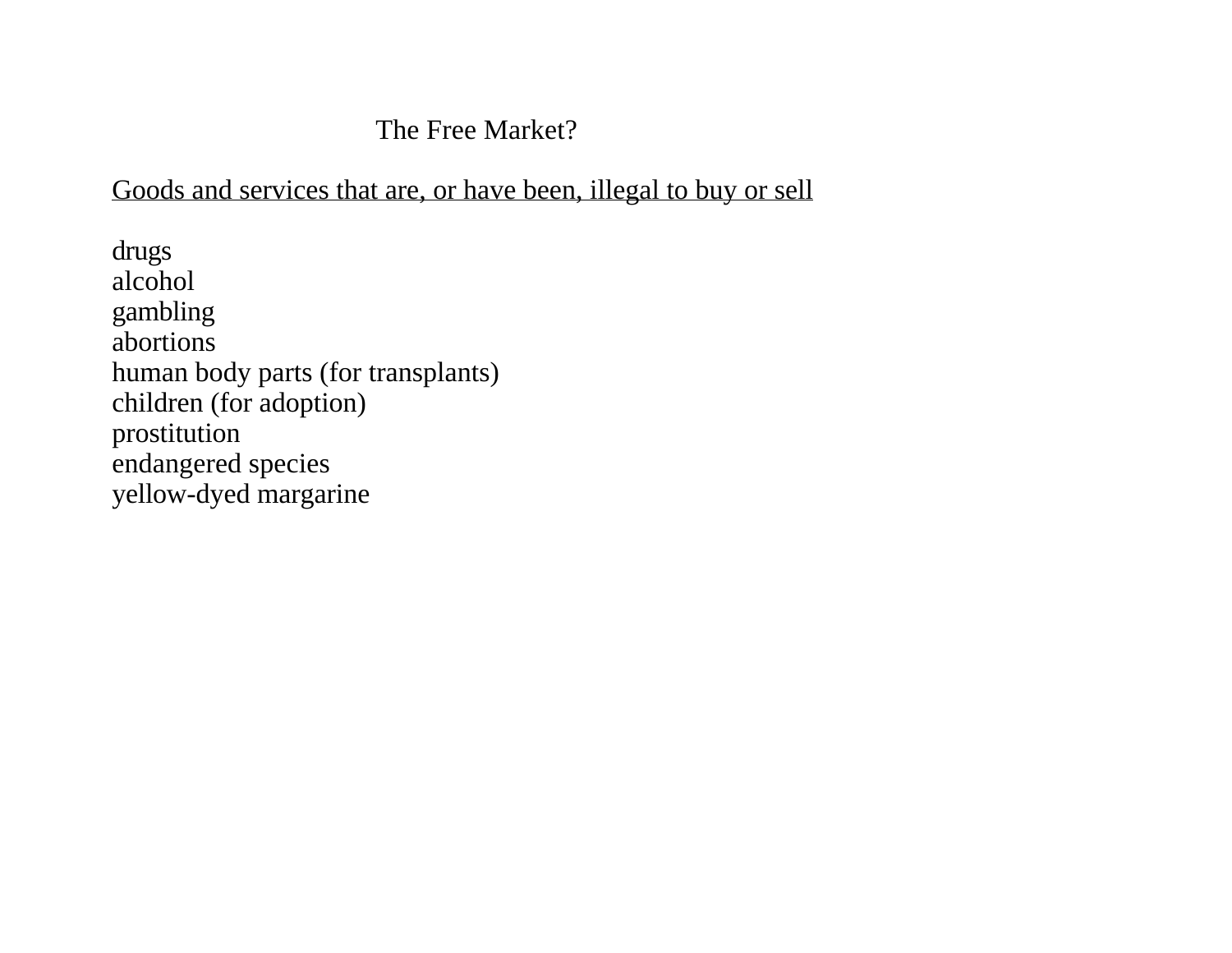# The Free Market?

<u>Goods and services that are, or have been, illegal to buy or sell</u>

drugs
alcohol
gambling
abortions
human body parts (for transplants)
children (for adoption)
prostitution
endangered species
yellow-dyed margarine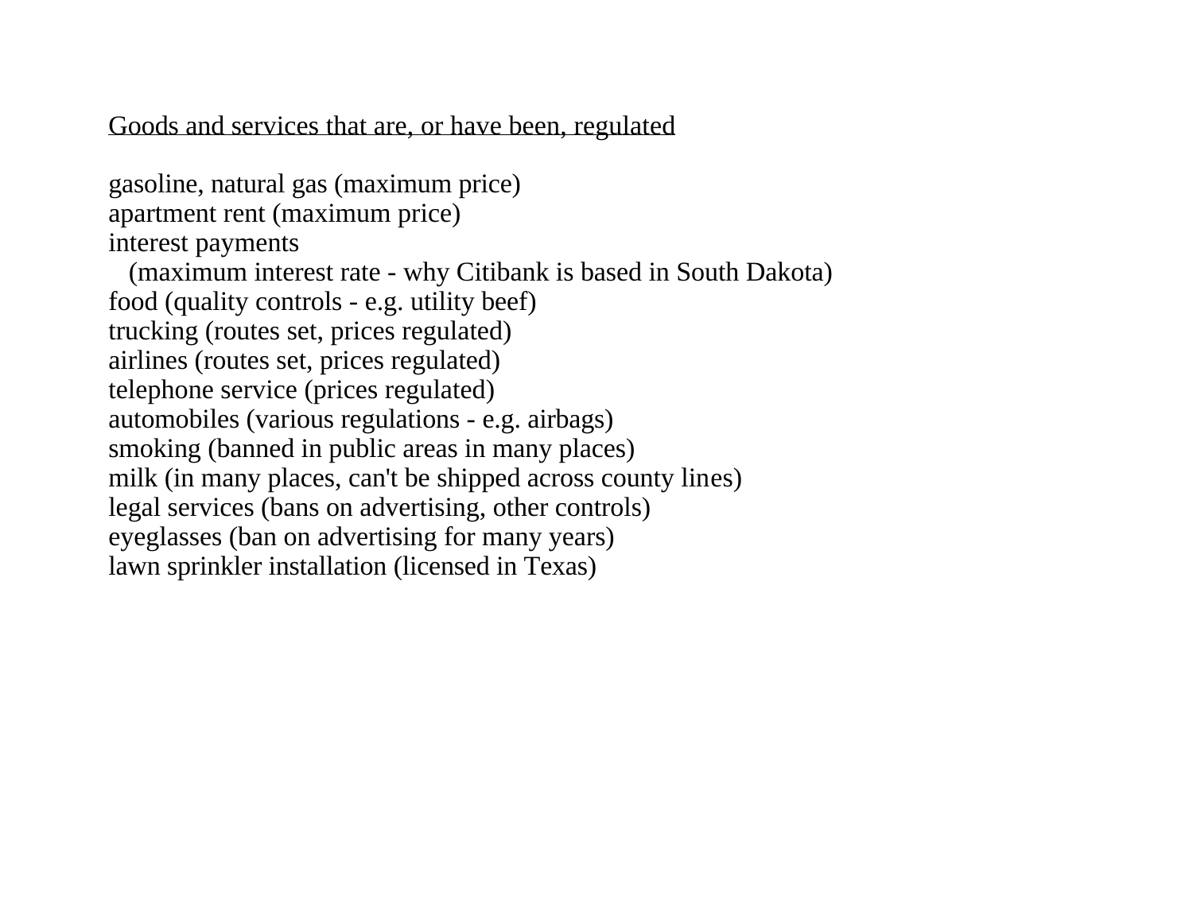<u>Goods and services that are, or have been, regulated</u>

gasoline, natural gas (maximum price)
apartment rent (maximum price)
interest payments
   (maximum interest rate - why Citibank is based in South Dakota)
food (quality controls - e.g. utility beef)
trucking (routes set, prices regulated)
airlines (routes set, prices regulated)
telephone service (prices regulated)
automobiles (various regulations - e.g. airbags)
smoking (banned in public areas in many places)
milk (in many places, can't be shipped across county lines)
legal services (bans on advertising, other controls)
eyeglasses (ban on advertising for many years)
lawn sprinkler installation (licensed in Texas)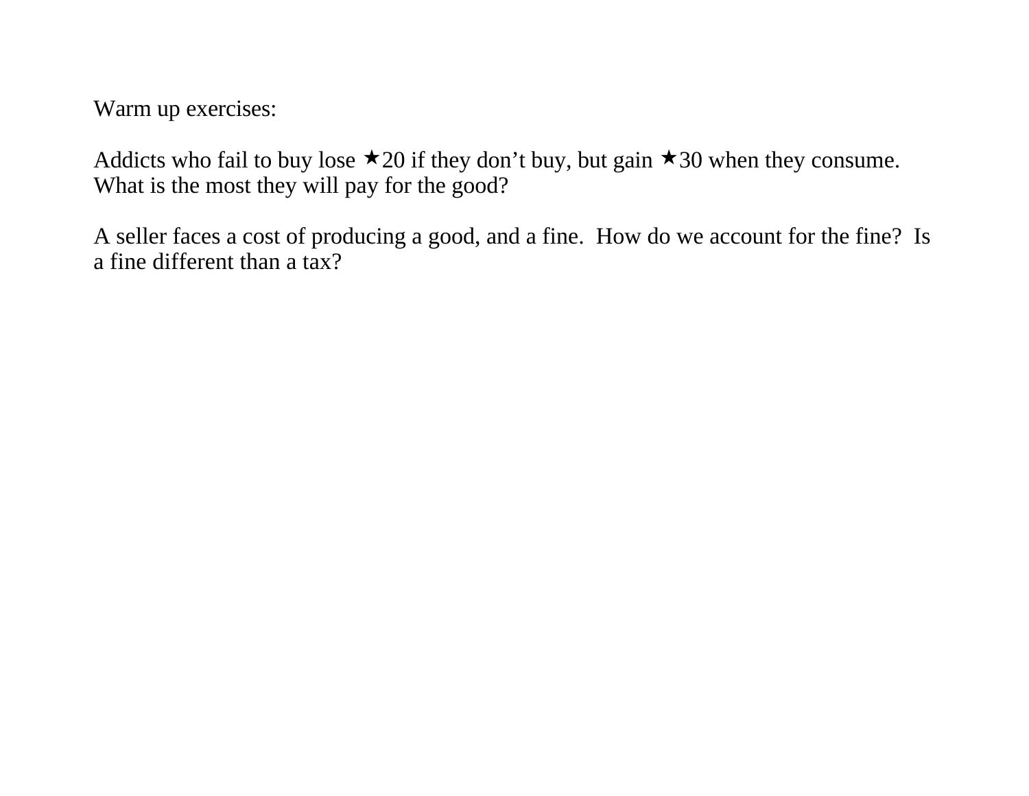Warm up exercises:

Addicts who fail to buy lose ★20 if they don't buy, but gain ★30 when they consume. What is the most they will pay for the good?

A seller faces a cost of producing a good, and a fine. How do we account for the fine? Is a fine different than a tax?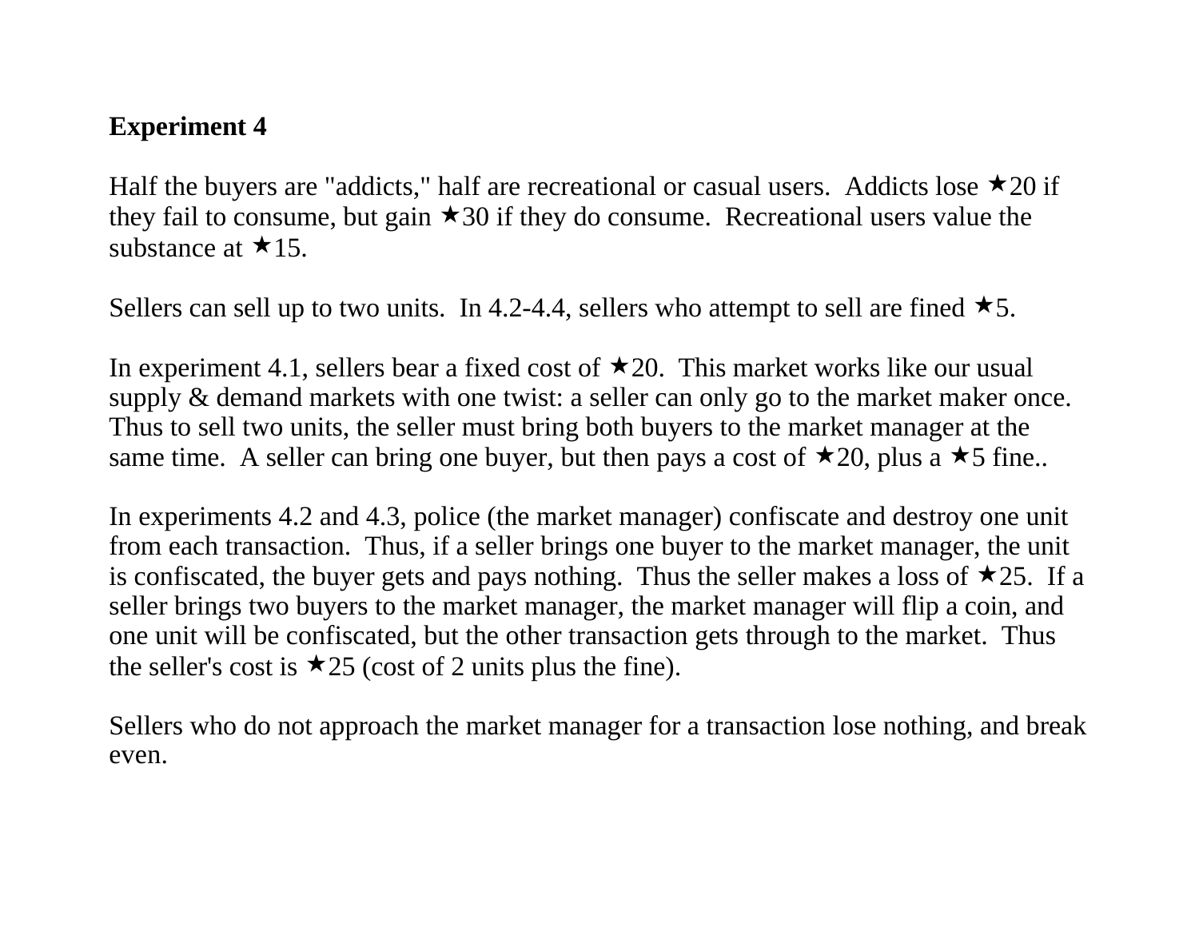**Experiment 4**

Half the buyers are "addicts," half are recreational or casual users. Addicts lose ★20 if they fail to consume, but gain ★30 if they do consume. Recreational users value the substance at ★15.

Sellers can sell up to two units. In 4.2-4.4, sellers who attempt to sell are fined ★5.

In experiment 4.1, sellers bear a fixed cost of ★20. This market works like our usual supply & demand markets with one twist: a seller can only go to the market maker once. Thus to sell two units, the seller must bring both buyers to the market manager at the same time. A seller can bring one buyer, but then pays a cost of ★20, plus a ★5 fine..

In experiments 4.2 and 4.3, police (the market manager) confiscate and destroy one unit from each transaction. Thus, if a seller brings one buyer to the market manager, the unit is confiscated, the buyer gets and pays nothing. Thus the seller makes a loss of ★25. If a seller brings two buyers to the market manager, the market manager will flip a coin, and one unit will be confiscated, but the other transaction gets through to the market. Thus the seller's cost is ★25 (cost of 2 units plus the fine).

Sellers who do not approach the market manager for a transaction lose nothing, and break even.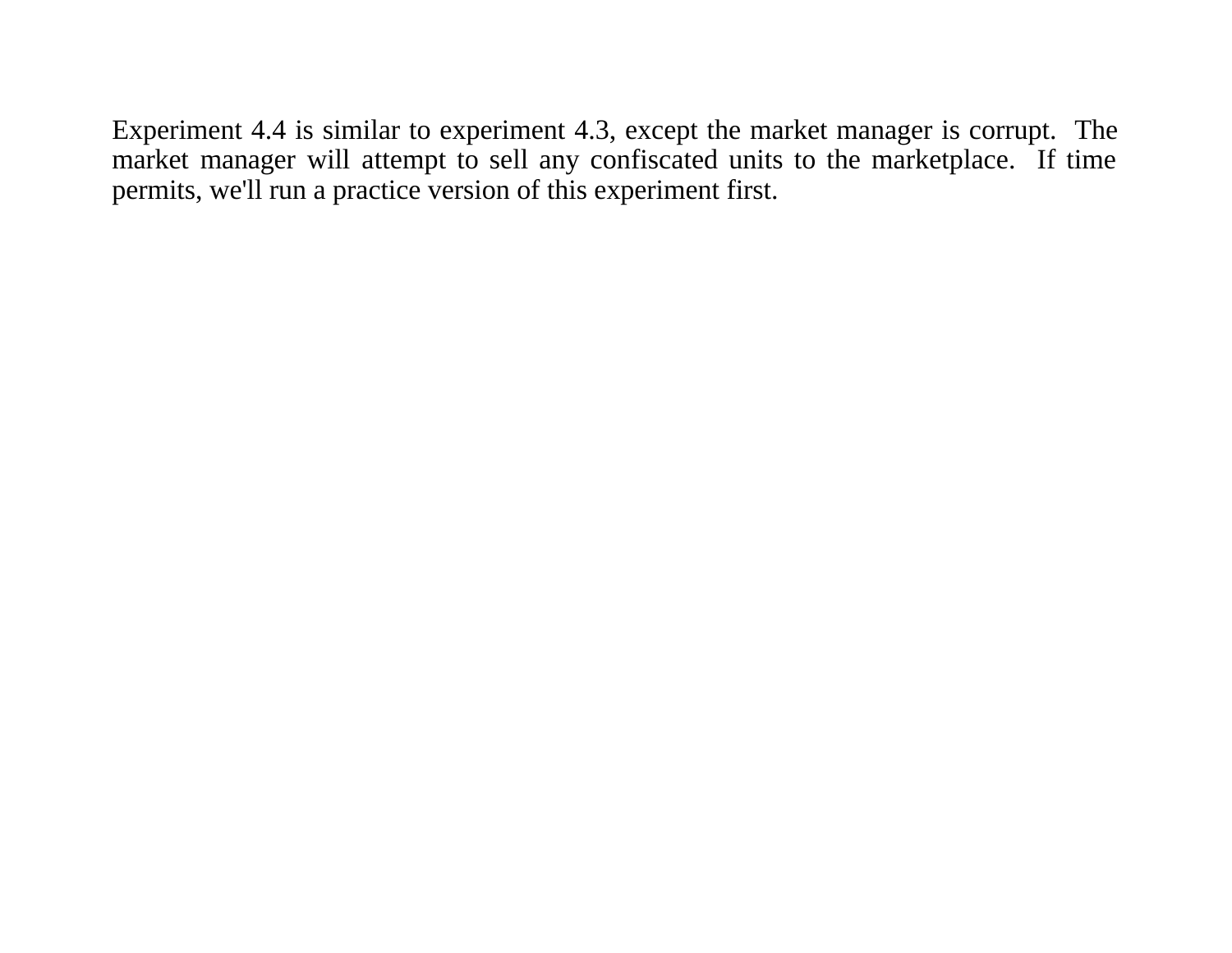Experiment 4.4 is similar to experiment 4.3, except the market manager is corrupt. The market manager will attempt to sell any confiscated units to the marketplace. If time permits, we'll run a practice version of this experiment first.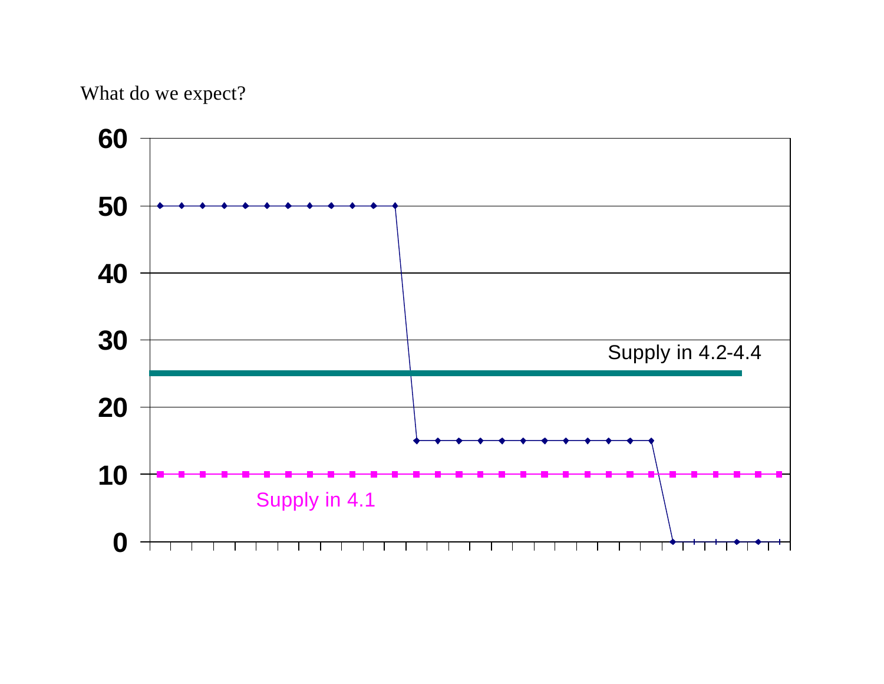What do we expect?

60

50

40

30

20

10

0

Supply in 4.2-4.4

Supply in 4.1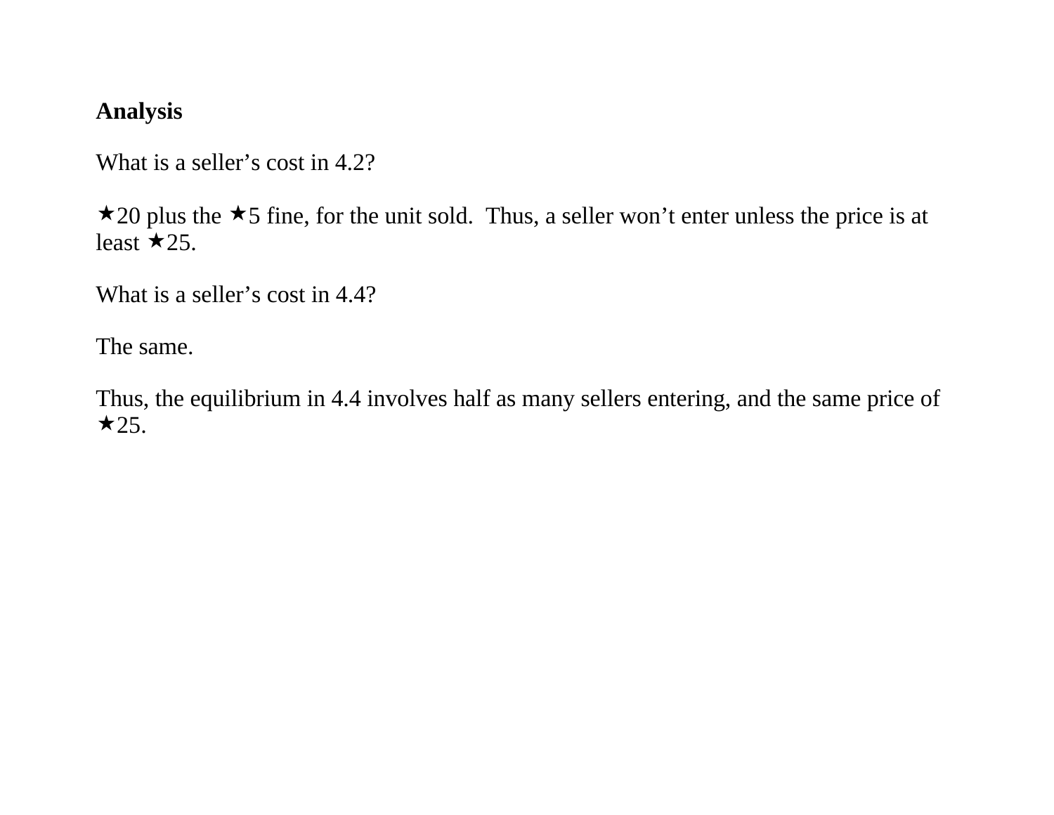**Analysis**

What is a seller’s cost in 4.2?

★20 plus the ★5 fine, for the unit sold. Thus, a seller won’t enter unless the price is at least ★25.

What is a seller’s cost in 4.4?

The same.

Thus, the equilibrium in 4.4 involves half as many sellers entering, and the same price of ★25.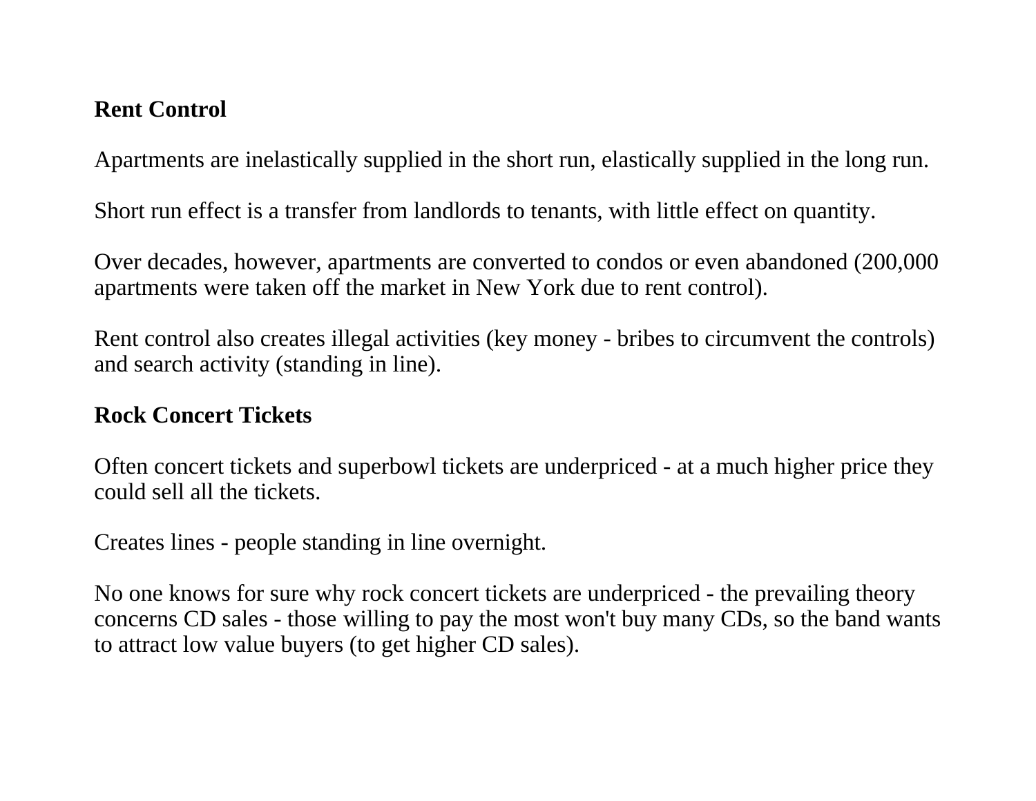**Rent Control**

Apartments are inelastically supplied in the short run, elastically supplied in the long run.

Short run effect is a transfer from landlords to tenants, with little effect on quantity.

Over decades, however, apartments are converted to condos or even abandoned (200,000 apartments were taken off the market in New York due to rent control).

Rent control also creates illegal activities (key money - bribes to circumvent the controls) and search activity (standing in line).

**Rock Concert Tickets**

Often concert tickets and superbowl tickets are underpriced - at a much higher price they could sell all the tickets.

Creates lines - people standing in line overnight.

No one knows for sure why rock concert tickets are underpriced - the prevailing theory concerns CD sales - those willing to pay the most won't buy many CDs, so the band wants to attract low value buyers (to get higher CD sales).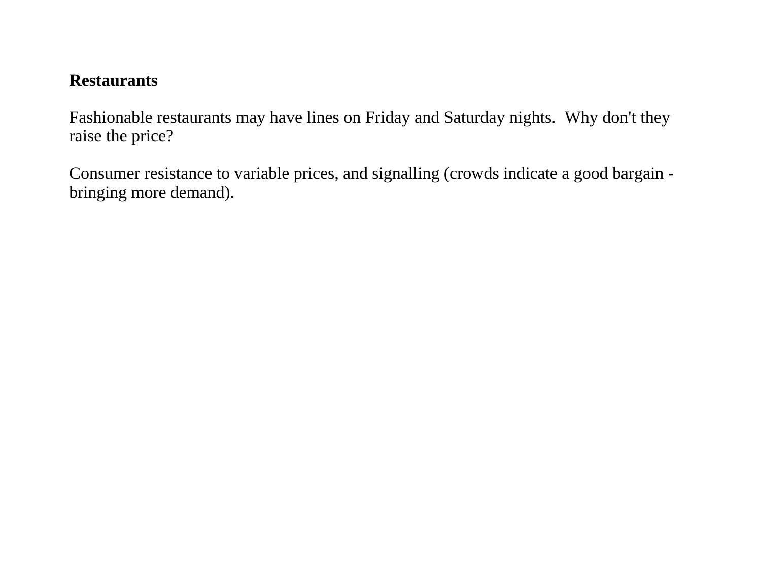**Restaurants**

Fashionable restaurants may have lines on Friday and Saturday nights.  Why don't they raise the price?

Consumer resistance to variable prices, and signalling (crowds indicate a good bargain - bringing more demand).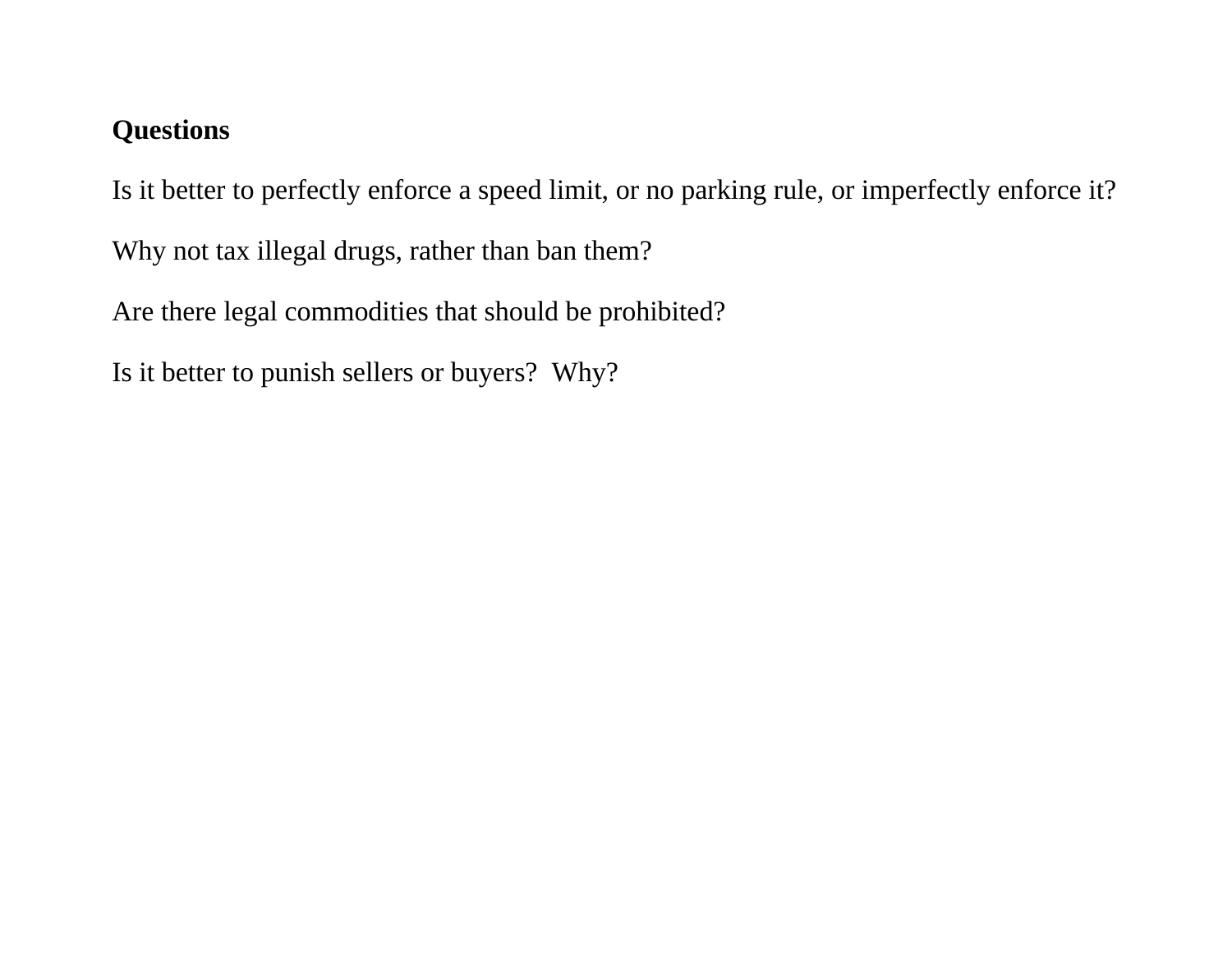**Questions**

Is it better to perfectly enforce a speed limit, or no parking rule, or imperfectly enforce it?

Why not tax illegal drugs, rather than ban them?

Are there legal commodities that should be prohibited?

Is it better to punish sellers or buyers?  Why?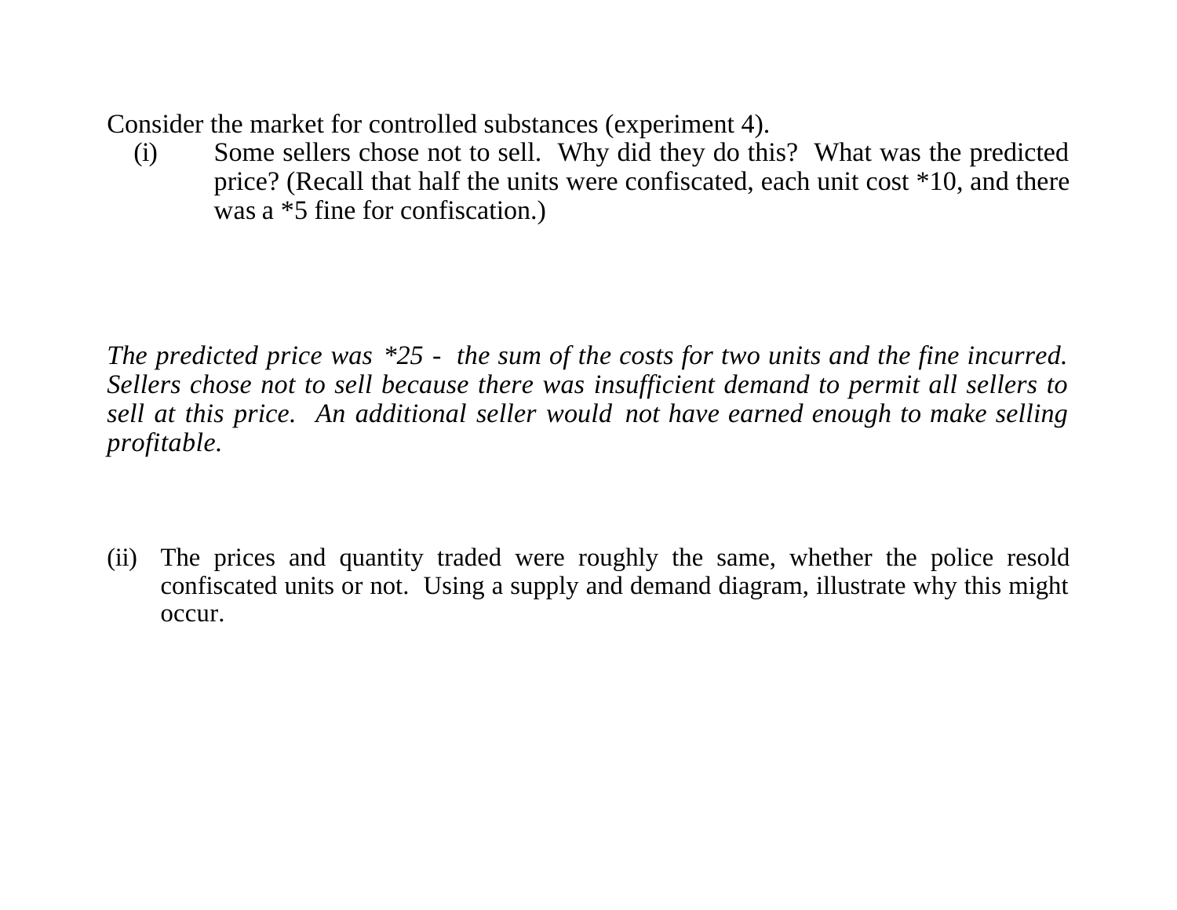Consider the market for controlled substances (experiment 4).

(i) Some sellers chose not to sell. Why did they do this? What was the predicted price? (Recall that half the units were confiscated, each unit cost *10, and there was a *5 fine for confiscation.)

*The predicted price was *25 - the sum of the costs for two units and the fine incurred. Sellers chose not to sell because there was insufficient demand to permit all sellers to sell at this price. An additional seller would not have earned enough to make selling profitable.*

(ii) The prices and quantity traded were roughly the same, whether the police resold confiscated units or not. Using a supply and demand diagram, illustrate why this might occur.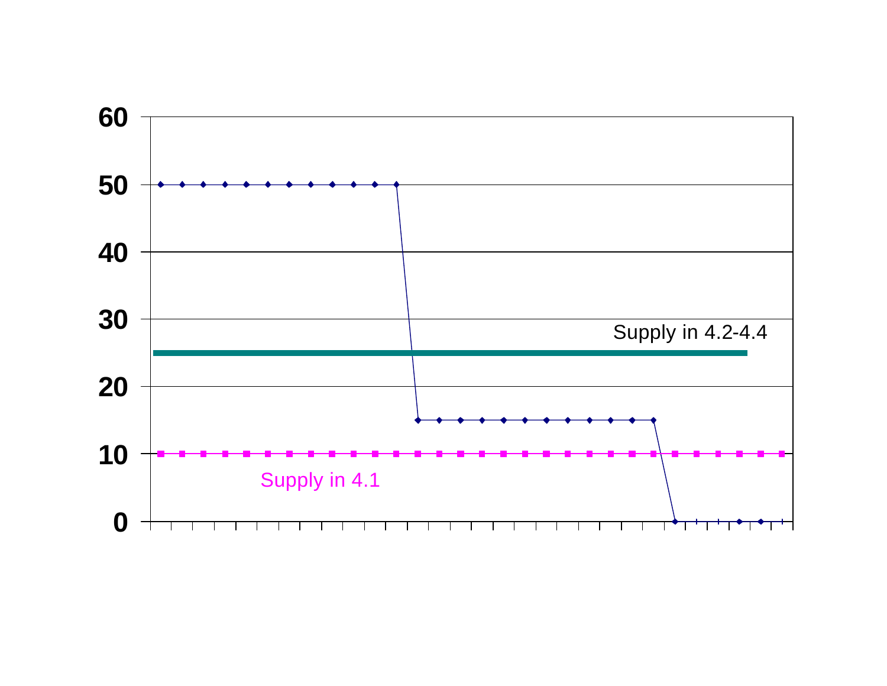60

50

40

30

20

10

0

Supply in 4.2-4.4

Supply in 4.1